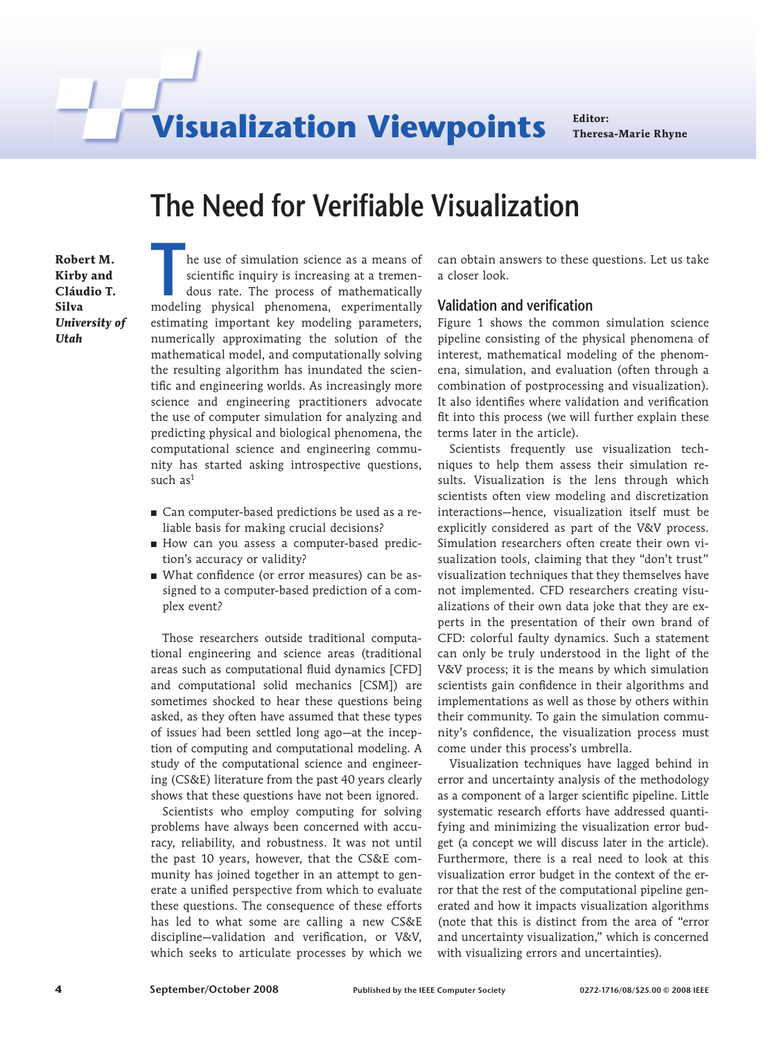# Visualization Viewpoints

**Editor: Theresa-Marie Rhyne**

## The Need for Verifiable Visualization

**Robert M. Kirby and Cláudio T. Silva**
***University of Utah***

The use of simulation science as a means of scientific inquiry is increasing at a tremendous rate. The process of mathematically modeling physical phenomena, experimentally estimating important key modeling parameters, numerically approximating the solution of the mathematical model, and computationally solving the resulting algorithm has inundated the scientific and engineering worlds. As increasingly more science and engineering practitioners advocate the use of computer simulation for analyzing and predicting physical and biological phenomena, the computational science and engineering community has started asking introspective questions, such as[1]

- Can computer-based predictions be used as a reliable basis for making crucial decisions?
- How can you assess a computer-based prediction's accuracy or validity?
- What confidence (or error measures) can be assigned to a computer-based prediction of a complex event?

Those researchers outside traditional computational engineering and science areas (traditional areas such as computational fluid dynamics [CFD] and computational solid mechanics [CSM]) are sometimes shocked to hear these questions being asked, as they often have assumed that these types of issues had been settled long ago—at the inception of computing and computational modeling. A study of the computational science and engineering (CS&E) literature from the past 40 years clearly shows that these questions have not been ignored.

Scientists who employ computing for solving problems have always been concerned with accuracy, reliability, and robustness. It was not until the past 10 years, however, that the CS&E community has joined together in an attempt to generate a unified perspective from which to evaluate these questions. The consequence of these efforts has led to what some are calling a new CS&E discipline—validation and verification, or V&V, which seeks to articulate processes by which we can obtain answers to these questions. Let us take a closer look.

### Validation and verification

Figure 1 shows the common simulation science pipeline consisting of the physical phenomena of interest, mathematical modeling of the phenomena, simulation, and evaluation (often through a combination of postprocessing and visualization). It also identifies where validation and verification fit into this process (we will further explain these terms later in the article).

Scientists frequently use visualization techniques to help them assess their simulation results. Visualization is the lens through which scientists often view modeling and discretization interactions—hence, visualization itself must be explicitly considered as part of the V&V process. Simulation researchers often create their own visualization tools, claiming that they "don't trust" visualization techniques that they themselves have not implemented. CFD researchers creating visualizations of their own data joke that they are experts in the presentation of their own brand of CFD: colorful faulty dynamics. Such a statement can only be truly understood in the light of the V&V process; it is the means by which simulation scientists gain confidence in their algorithms and implementations as well as those by others within their community. To gain the simulation community's confidence, the visualization process must come under this process's umbrella.

Visualization techniques have lagged behind in error and uncertainty analysis of the methodology as a component of a larger scientific pipeline. Little systematic research efforts have addressed quantifying and minimizing the visualization error budget (a concept we will discuss later in the article). Furthermore, there is a real need to look at this visualization error budget in the context of the error that the rest of the computational pipeline generated and how it impacts visualization algorithms (note that this is distinct from the area of "error and uncertainty visualization," which is concerned with visualizing errors and uncertainties).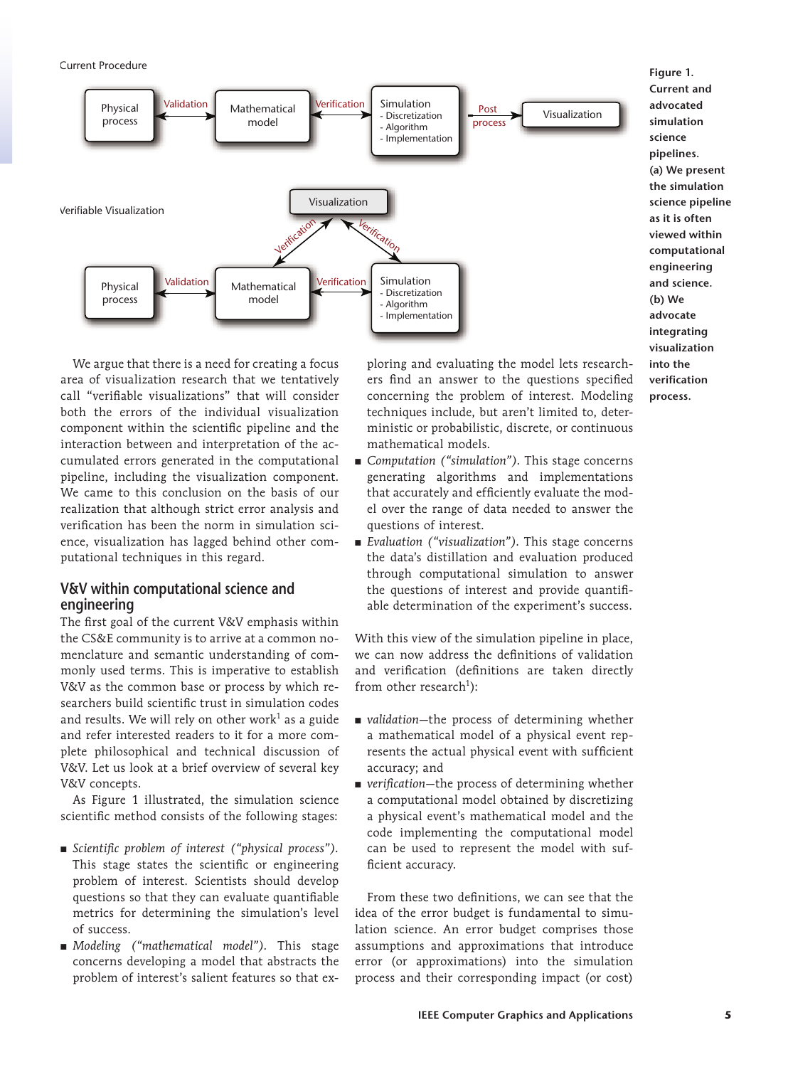Figure 1. Current and advocated simulation science pipelines. (a) We present the simulation science pipeline as it is often viewed within computational engineering and science. (b) We advocate integrating visualization into the verification process.

We argue that there is a need for creating a focus area of visualization research that we tentatively call "verifiable visualizations" that will consider both the errors of the individual visualization component within the scientific pipeline and the interaction between and interpretation of the accumulated errors generated in the computational pipeline, including the visualization component. We came to this conclusion on the basis of our realization that although strict error analysis and verification has been the norm in simulation science, visualization has lagged behind other computational techniques in this regard.

## V&V within computational science and engineering

The first goal of the current V&V emphasis within the CS&E community is to arrive at a common nomenclature and semantic understanding of commonly used terms. This is imperative to establish V&V as the common base or process by which researchers build scientific trust in simulation codes and results. We will rely on other work[1] as a guide and refer interested readers to it for a more complete philosophical and technical discussion of V&V. Let us look at a brief overview of several key V&V concepts.

As Figure 1 illustrated, the simulation science scientific method consists of the following stages:

- *Scientific problem of interest ("physical process")*. This stage states the scientific or engineering problem of interest. Scientists should develop questions so that they can evaluate quantifiable metrics for determining the simulation's level of success.
- *Modeling ("mathematical model")*. This stage concerns developing a model that abstracts the problem of interest's salient features so that exploring and evaluating the model lets researchers find an answer to the questions specified concerning the problem of interest. Modeling techniques include, but aren't limited to, deterministic or probabilistic, discrete, or continuous mathematical models.
- *Computation ("simulation")*. This stage concerns generating algorithms and implementations that accurately and efficiently evaluate the model over the range of data needed to answer the questions of interest.
- *Evaluation ("visualization")*. This stage concerns the data's distillation and evaluation produced through computational simulation to answer the questions of interest and provide quantifiable determination of the experiment's success.

With this view of the simulation pipeline in place, we can now address the definitions of validation and verification (definitions are taken directly from other research[1]):

- *validation*—the process of determining whether a mathematical model of a physical event represents the actual physical event with sufficient accuracy; and
- *verification*—the process of determining whether a computational model obtained by discretizing a physical event's mathematical model and the code implementing the computational model can be used to represent the model with sufficient accuracy.

From these two definitions, we can see that the idea of the error budget is fundamental to simulation science. An error budget comprises those assumptions and approximations that introduce error (or approximations) into the simulation process and their corresponding impact (or cost)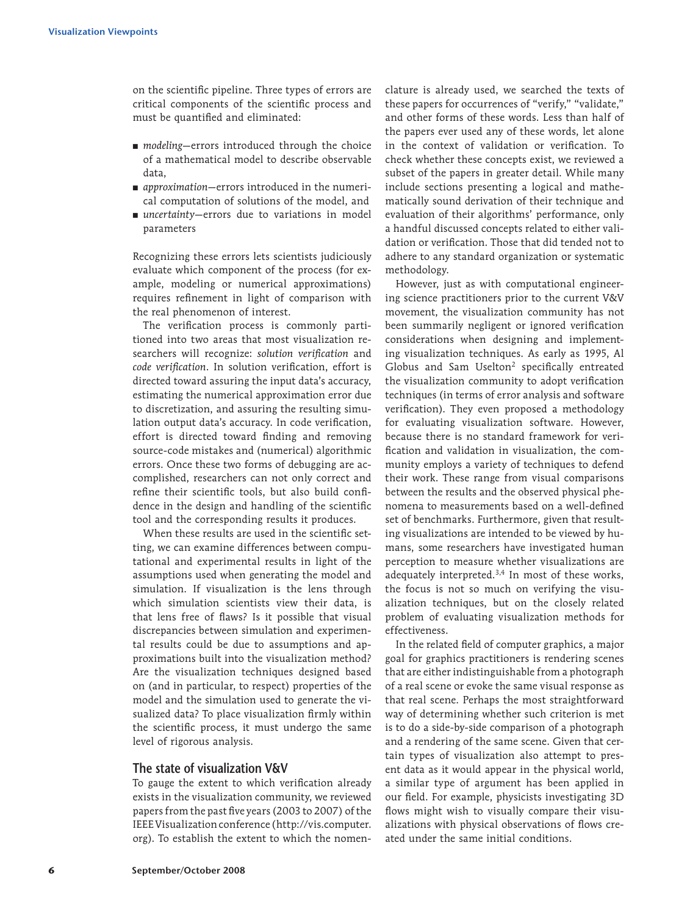on the scientific pipeline. Three types of errors are critical components of the scientific process and must be quantified and eliminated:

- *modeling*—errors introduced through the choice of a mathematical model to describe observable data,
- *approximation*—errors introduced in the numerical computation of solutions of the model, and
- *uncertainty*—errors due to variations in model parameters

Recognizing these errors lets scientists judiciously evaluate which component of the process (for example, modeling or numerical approximations) requires refinement in light of comparison with the real phenomenon of interest.

The verification process is commonly partitioned into two areas that most visualization researchers will recognize: *solution verification* and *code verification*. In solution verification, effort is directed toward assuring the input data's accuracy, estimating the numerical approximation error due to discretization, and assuring the resulting simulation output data's accuracy. In code verification, effort is directed toward finding and removing source-code mistakes and (numerical) algorithmic errors. Once these two forms of debugging are accomplished, researchers can not only correct and refine their scientific tools, but also build confidence in the design and handling of the scientific tool and the corresponding results it produces.

When these results are used in the scientific setting, we can examine differences between computational and experimental results in light of the assumptions used when generating the model and simulation. If visualization is the lens through which simulation scientists view their data, is that lens free of flaws? Is it possible that visual discrepancies between simulation and experimental results could be due to assumptions and approximations built into the visualization method? Are the visualization techniques designed based on (and in particular, to respect) properties of the model and the simulation used to generate the visualized data? To place visualization firmly within the scientific process, it must undergo the same level of rigorous analysis.

## The state of visualization V&V

To gauge the extent to which verification already exists in the visualization community, we reviewed papers from the past five years (2003 to 2007) of the IEEE Visualization conference (http://vis.computer.org). To establish the extent to which the nomenclature is already used, we searched the texts of these papers for occurrences of "verify," "validate," and other forms of these words. Less than half of the papers ever used any of these words, let alone in the context of validation or verification. To check whether these concepts exist, we reviewed a subset of the papers in greater detail. While many include sections presenting a logical and mathematically sound derivation of their technique and evaluation of their algorithms' performance, only a handful discussed concepts related to either validation or verification. Those that did tended not to adhere to any standard organization or systematic methodology.

However, just as with computational engineering science practitioners prior to the current V&V movement, the visualization community has not been summarily negligent or ignored verification considerations when designing and implementing visualization techniques. As early as 1995, Al Globus and Sam Uselton[2] specifically entreated the visualization community to adopt verification techniques (in terms of error analysis and software verification). They even proposed a methodology for evaluating visualization software. However, because there is no standard framework for verification and validation in visualization, the community employs a variety of techniques to defend their work. These range from visual comparisons between the results and the observed physical phenomena to measurements based on a well-defined set of benchmarks. Furthermore, given that resulting visualizations are intended to be viewed by humans, some researchers have investigated human perception to measure whether visualizations are adequately interpreted.[3,4] In most of these works, the focus is not so much on verifying the visualization techniques, but on the closely related problem of evaluating visualization methods for effectiveness.

In the related field of computer graphics, a major goal for graphics practitioners is rendering scenes that are either indistinguishable from a photograph of a real scene or evoke the same visual response as that real scene. Perhaps the most straightforward way of determining whether such criterion is met is to do a side-by-side comparison of a photograph and a rendering of the same scene. Given that certain types of visualization also attempt to present data as it would appear in the physical world, a similar type of argument has been applied in our field. For example, physicists investigating 3D flows might wish to visually compare their visualizations with physical observations of flows created under the same initial conditions.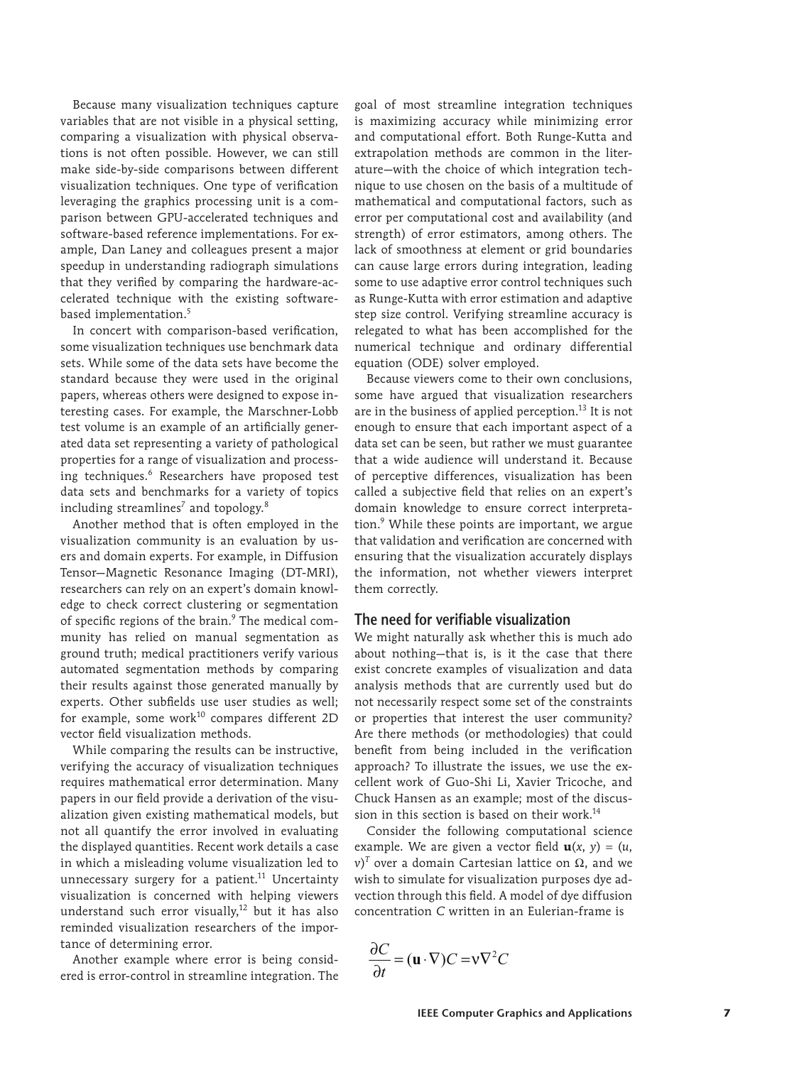Because many visualization techniques capture variables that are not visible in a physical setting, comparing a visualization with physical observations is not often possible. However, we can still make side-by-side comparisons between different visualization techniques. One type of verification leveraging the graphics processing unit is a comparison between GPU-accelerated techniques and software-based reference implementations. For example, Dan Laney and colleagues present a major speedup in understanding radiograph simulations that they verified by comparing the hardware-accelerated technique with the existing software-based implementation.[5]

In concert with comparison-based verification, some visualization techniques use benchmark data sets. While some of the data sets have become the standard because they were used in the original papers, whereas others were designed to expose interesting cases. For example, the Marschner-Lobb test volume is an example of an artificially generated data set representing a variety of pathological properties for a range of visualization and processing techniques.[6] Researchers have proposed test data sets and benchmarks for a variety of topics including streamlines[7] and topology.[8]

Another method that is often employed in the visualization community is an evaluation by users and domain experts. For example, in Diffusion Tensor—Magnetic Resonance Imaging (DT-MRI), researchers can rely on an expert's domain knowledge to check correct clustering or segmentation of specific regions of the brain.[9] The medical community has relied on manual segmentation as ground truth; medical practitioners verify various automated segmentation methods by comparing their results against those generated manually by experts. Other subfields use user studies as well; for example, some work[10] compares different 2D vector field visualization methods.

While comparing the results can be instructive, verifying the accuracy of visualization techniques requires mathematical error determination. Many papers in our field provide a derivation of the visualization given existing mathematical models, but not all quantify the error involved in evaluating the displayed quantities. Recent work details a case in which a misleading volume visualization led to unnecessary surgery for a patient.[11] Uncertainty visualization is concerned with helping viewers understand such error visually,[12] but it has also reminded visualization researchers of the importance of determining error.

Another example where error is being considered is error-control in streamline integration. The goal of most streamline integration techniques is maximizing accuracy while minimizing error and computational effort. Both Runge-Kutta and extrapolation methods are common in the literature—with the choice of which integration technique to use chosen on the basis of a multitude of mathematical and computational factors, such as error per computational cost and availability (and strength) of error estimators, among others. The lack of smoothness at element or grid boundaries can cause large errors during integration, leading some to use adaptive error control techniques such as Runge-Kutta with error estimation and adaptive step size control. Verifying streamline accuracy is relegated to what has been accomplished for the numerical technique and ordinary differential equation (ODE) solver employed.

Because viewers come to their own conclusions, some have argued that visualization researchers are in the business of applied perception.[13] It is not enough to ensure that each important aspect of a data set can be seen, but rather we must guarantee that a wide audience will understand it. Because of perceptive differences, visualization has been called a subjective field that relies on an expert's domain knowledge to ensure correct interpretation.[9] While these points are important, we argue that validation and verification are concerned with ensuring that the visualization accurately displays the information, not whether viewers interpret them correctly.

## The need for verifiable visualization

We might naturally ask whether this is much ado about nothing—that is, is it the case that there exist concrete examples of visualization and data analysis methods that are currently used but do not necessarily respect some set of the constraints or properties that interest the user community? Are there methods (or methodologies) that could benefit from being included in the verification approach? To illustrate the issues, we use the excellent work of Guo-Shi Li, Xavier Tricoche, and Chuck Hansen as an example; most of the discussion in this section is based on their work.[14]

Consider the following computational science example. We are given a vector field $\mathbf{u}(x, y) = (u, v)^T$ over a domain Cartesian lattice on $\Omega$, and we wish to simulate for visualization purposes dye advection through this field. A model of dye diffusion concentration $C$ written in an Eulerian-frame is

$$\frac{\partial C}{\partial t} = (\mathbf{u} \cdot \nabla)C = \nu \nabla^2 C$$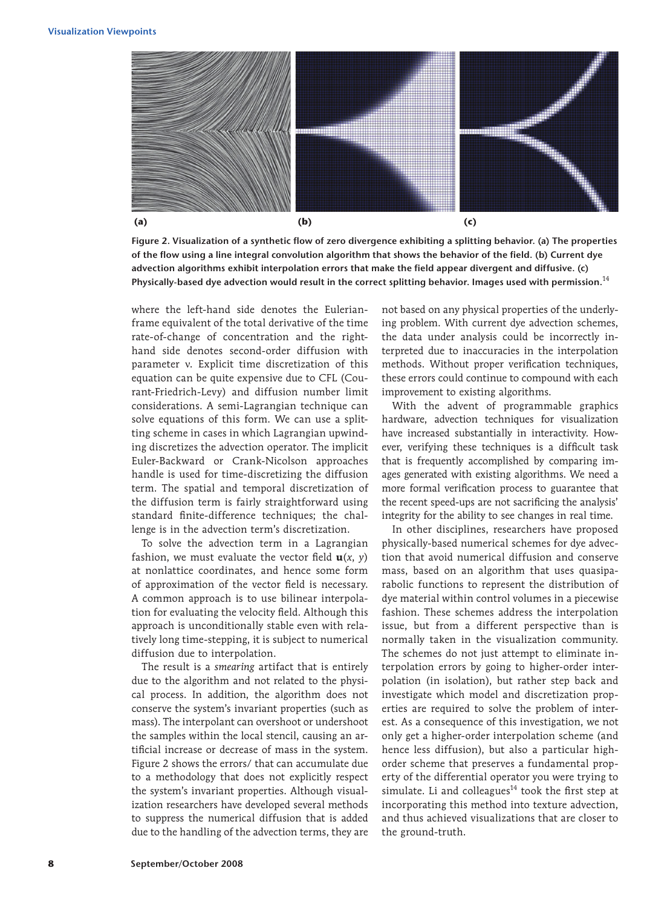Figure 2. Visualization of a synthetic flow of zero divergence exhibiting a splitting behavior. (a) The properties of the flow using a line integral convolution algorithm that shows the behavior of the field. (b) Current dye advection algorithms exhibit interpolation errors that make the field appear divergent and diffusive. (c) Physically-based dye advection would result in the correct splitting behavior. Images used with permission.[14]

where the left-hand side denotes the Eulerian-frame equivalent of the total derivative of the time rate-of-change of concentration and the right-hand side denotes second-order diffusion with parameter ν. Explicit time discretization of this equation can be quite expensive due to CFL (Courant-Friedrich-Levy) and diffusion number limit considerations. A semi-Lagrangian technique can solve equations of this form. We can use a splitting scheme in cases in which Lagrangian upwinding discretizes the advection operator. The implicit Euler-Backward or Crank-Nicolson approaches handle is used for time-discretizing the diffusion term. The spatial and temporal discretization of the diffusion term is fairly straightforward using standard finite-difference techniques; the challenge is in the advection term's discretization.

To solve the advection term in a Lagrangian fashion, we must evaluate the vector field $\mathbf{u}(x, y)$ at nonlattice coordinates, and hence some form of approximation of the vector field is necessary. A common approach is to use bilinear interpolation for evaluating the velocity field. Although this approach is unconditionally stable even with relatively long time-stepping, it is subject to numerical diffusion due to interpolation.

The result is a *smearing* artifact that is entirely due to the algorithm and not related to the physical process. In addition, the algorithm does not conserve the system's invariant properties (such as mass). The interpolant can overshoot or undershoot the samples within the local stencil, causing an artificial increase or decrease of mass in the system. Figure 2 shows the errors/ that can accumulate due to a methodology that does not explicitly respect the system's invariant properties. Although visualization researchers have developed several methods to suppress the numerical diffusion that is added due to the handling of the advection terms, they are not based on any physical properties of the underlying problem. With current dye advection schemes, the data under analysis could be incorrectly interpreted due to inaccuracies in the interpolation methods. Without proper verification techniques, these errors could continue to compound with each improvement to existing algorithms.

With the advent of programmable graphics hardware, advection techniques for visualization have increased substantially in interactivity. However, verifying these techniques is a difficult task that is frequently accomplished by comparing images generated with existing algorithms. We need a more formal verification process to guarantee that the recent speed-ups are not sacrificing the analysis' integrity for the ability to see changes in real time.

In other disciplines, researchers have proposed physically-based numerical schemes for dye advection that avoid numerical diffusion and conserve mass, based on an algorithm that uses quasiparabolic functions to represent the distribution of dye material within control volumes in a piecewise fashion. These schemes address the interpolation issue, but from a different perspective than is normally taken in the visualization community. The schemes do not just attempt to eliminate interpolation errors by going to higher-order interpolation (in isolation), but rather step back and investigate which model and discretization properties are required to solve the problem of interest. As a consequence of this investigation, we not only get a higher-order interpolation scheme (and hence less diffusion), but also a particular high-order scheme that preserves a fundamental property of the differential operator you were trying to simulate. Li and colleagues[14] took the first step at incorporating this method into texture advection, and thus achieved visualizations that are closer to the ground-truth.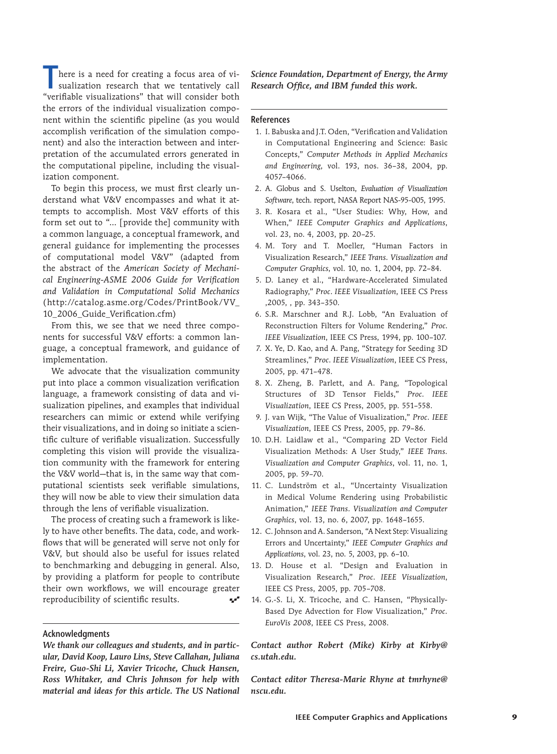There is a need for creating a focus area of visualization research that we tentatively call "verifiable visualizations" that will consider both the errors of the individual visualization component within the scientific pipeline (as you would accomplish verification of the simulation component) and also the interaction between and interpretation of the accumulated errors generated in the computational pipeline, including the visualization component.

To begin this process, we must first clearly understand what V&V encompasses and what it attempts to accomplish. Most V&V efforts of this form set out to "… [provide the] community with a common language, a conceptual framework, and general guidance for implementing the processes of computational model V&V" (adapted from the abstract of the *American Society of Mechanical Engineering-ASME 2006 Guide for Verification and Validation in Computational Solid Mechanics* (http://catalog.asme.org/Codes/PrintBook/VV_10_2006_Guide_Verification.cfm)

From this, we see that we need three components for successful V&V efforts: a common language, a conceptual framework, and guidance of implementation.

We advocate that the visualization community put into place a common visualization verification language, a framework consisting of data and visualization pipelines, and examples that individual researchers can mimic or extend while verifying their visualizations, and in doing so initiate a scientific culture of verifiable visualization. Successfully completing this vision will provide the visualization community with the framework for entering the V&V world—that is, in the same way that computational scientists seek verifiable simulations, they will now be able to view their simulation data through the lens of verifiable visualization.

The process of creating such a framework is likely to have other benefits. The data, code, and workflows that will be generated will serve not only for V&V, but should also be useful for issues related to benchmarking and debugging in general. Also, by providing a platform for people to contribute their own workflows, we will encourage greater reproducibility of scientific results.

## Acknowledgments

***We thank our colleagues and students, and in particular, David Koop, Lauro Lins, Steve Callahan, Juliana Freire, Guo-Shi Li, Xavier Tricoche, Chuck Hansen, Ross Whitaker, and Chris Johnson for help with material and ideas for this article. The US National Science Foundation, Department of Energy, the Army Research Office, and IBM funded this work.***

## References

1. I. Babuska and J.T. Oden, "Verification and Validation in Computational Engineering and Science: Basic Concepts," *Computer Methods in Applied Mechanics and Engineering*, vol. 193, nos. 36–38, 2004, pp. 4057–4066.
2. A. Globus and S. Uselton, *Evaluation of Visualization Software*, tech. report, NASA Report NAS-95-005, 1995.
3. R. Kosara et al., "User Studies: Why, How, and When," *IEEE Computer Graphics and Applications*, vol. 23, no. 4, 2003, pp. 20–25.
4. M. Tory and T. Moeller, "Human Factors in Visualization Research," *IEEE Trans. Visualization and Computer Graphics*, vol. 10, no. 1, 2004, pp. 72–84.
5. D. Laney et al., "Hardware-Accelerated Simulated Radiography," *Proc. IEEE Visualization*, IEEE CS Press ,2005, , pp. 343–350.
6. S.R. Marschner and R.J. Lobb, "An Evaluation of Reconstruction Filters for Volume Rendering," *Proc. IEEE Visualization*, IEEE CS Press, 1994, pp. 100–107.
7. X. Ye, D. Kao, and A. Pang, "Strategy for Seeding 3D Streamlines," *Proc. IEEE Visualization*, IEEE CS Press, 2005, pp. 471–478.
8. X. Zheng, B. Parlett, and A. Pang, "Topological Structures of 3D Tensor Fields," *Proc. IEEE Visualization*, IEEE CS Press, 2005, pp. 551–558.
9. J. van Wijk, "The Value of Visualization," *Proc. IEEE Visualization*, IEEE CS Press, 2005, pp. 79–86.
10. D.H. Laidlaw et al., "Comparing 2D Vector Field Visualization Methods: A User Study," *IEEE Trans. Visualization and Computer Graphics*, vol. 11, no. 1, 2005, pp. 59–70.
11. C. Lundström et al., "Uncertainty Visualization in Medical Volume Rendering using Probabilistic Animation," *IEEE Trans. Visualization and Computer Graphics*, vol. 13, no. 6, 2007, pp. 1648–1655.
12. C. Johnson and A. Sanderson, "A Next Step: Visualizing Errors and Uncertainty," *IEEE Computer Graphics and Applications*, vol. 23, no. 5, 2003, pp. 6–10.
13. D. House et al., "Design and Evaluation in Visualization Research," *Proc. IEEE Visualization*, IEEE CS Press, 2005, pp. 705–708.
14. G.-S. Li, X. Tricoche, and C. Hansen, "Physically-Based Dye Advection for Flow Visualization," *Proc. EuroVis 2008*, IEEE CS Press, 2008.

***Contact author Robert (Mike) Kirby at Kirby@cs.utah.edu.***

***Contact editor Theresa-Marie Rhyne at tmrhyne@nscu.edu.***